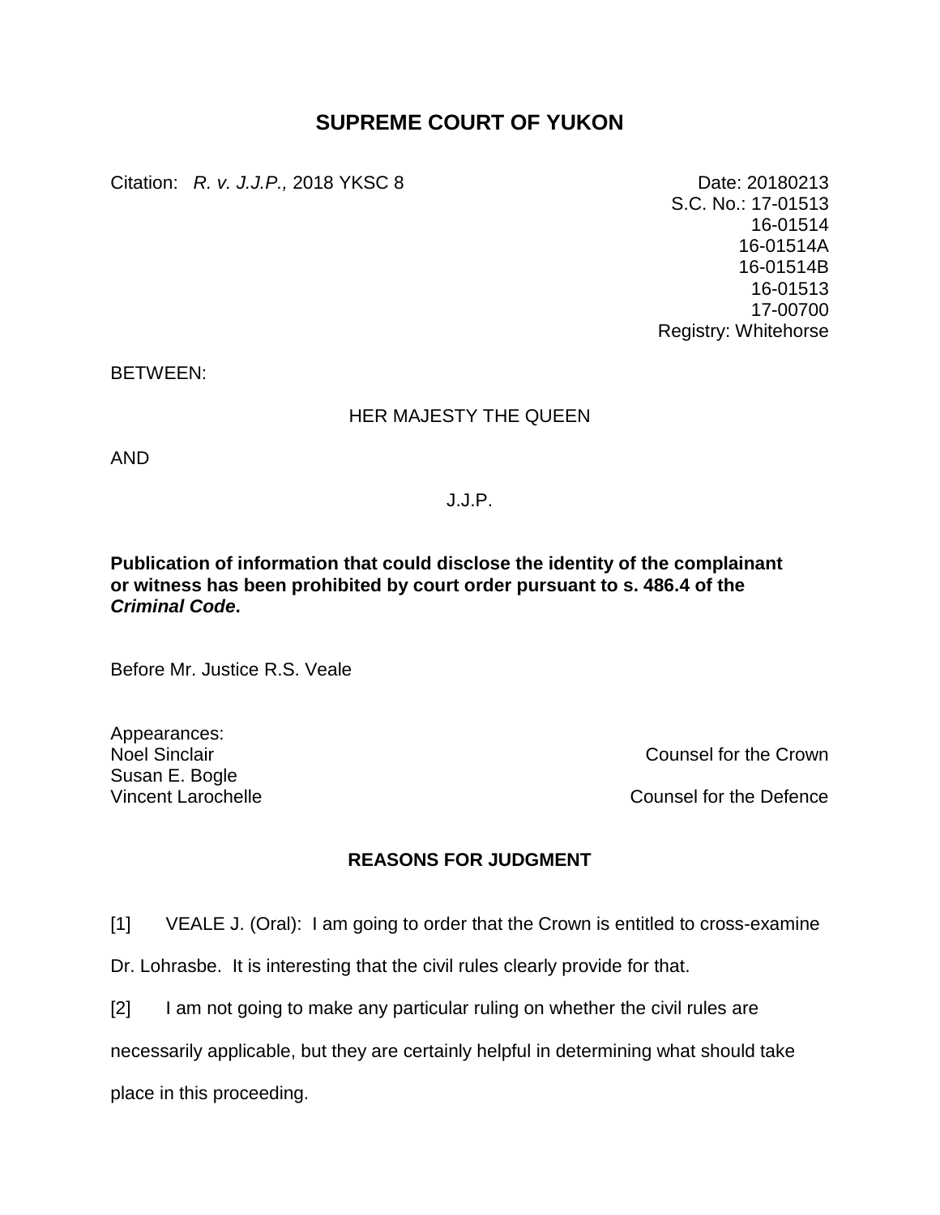# SUPREME COURT OF YUKON

Citation: *R. v. J.J.P.,* 2018 YKSC 8

Date: 20180213
S.C. No.: 17-01513
16-01514
16-01514A
16-01514B
16-01513
17-00700
Registry: Whitehorse

BETWEEN:

HER MAJESTY THE QUEEN

AND

J.J.P.

**Publication of information that could disclose the identity of the complainant or witness has been prohibited by court order pursuant to s. 486.4 of the *Criminal Code*.**

Before Mr. Justice R.S. Veale

Appearances:
Noel Sinclair — Counsel for the Crown
Susan E. Bogle
Vincent Larochelle — Counsel for the Defence

## REASONS FOR JUDGMENT

[1] VEALE J. (Oral): I am going to order that the Crown is entitled to cross-examine Dr. Lohrasbe. It is interesting that the civil rules clearly provide for that.

[2] I am not going to make any particular ruling on whether the civil rules are necessarily applicable, but they are certainly helpful in determining what should take place in this proceeding.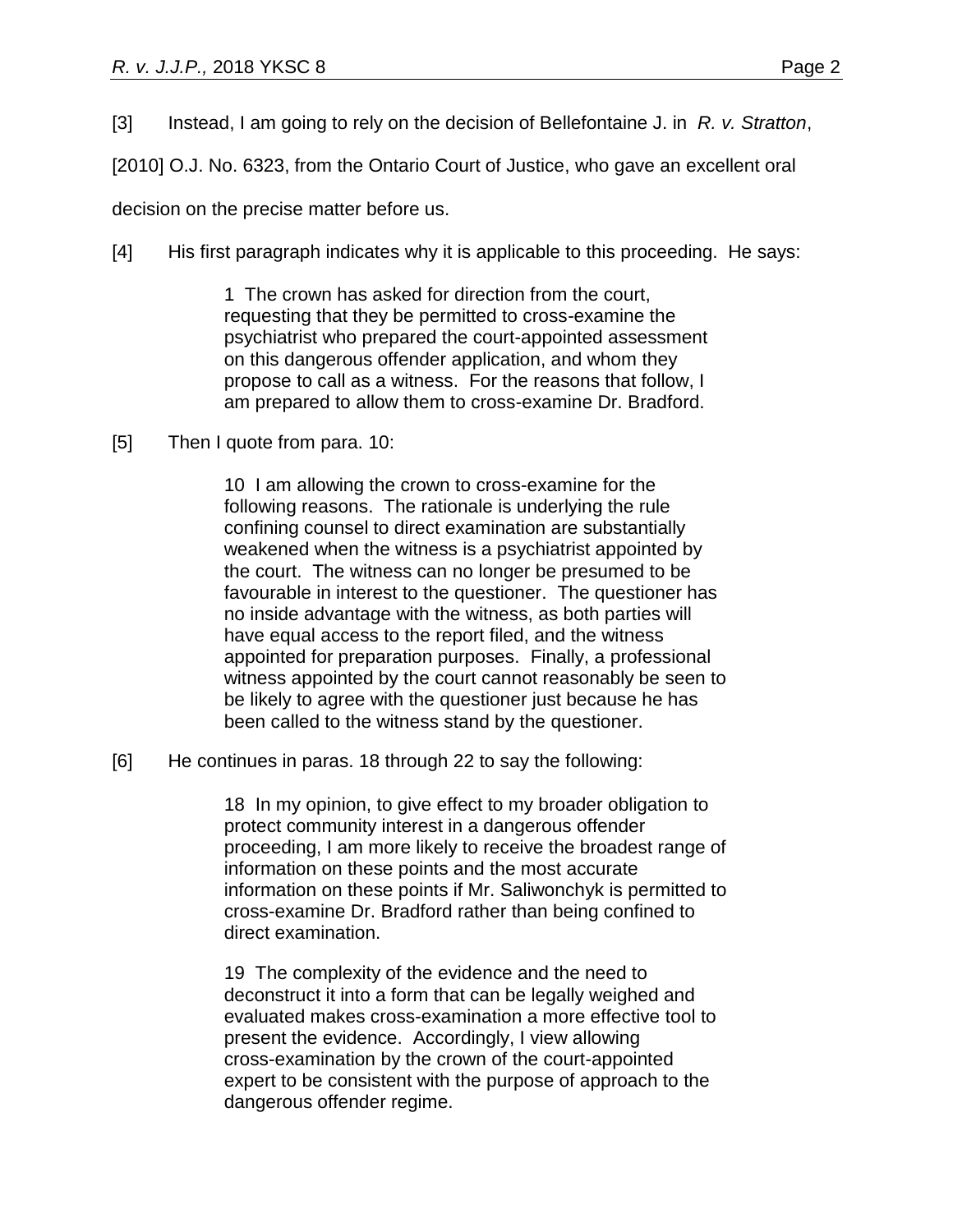[3] Instead, I am going to rely on the decision of Bellefontaine J. in *R. v. Stratton*, [2010] O.J. No. 6323, from the Ontario Court of Justice, who gave an excellent oral decision on the precise matter before us.

[4] His first paragraph indicates why it is applicable to this proceeding. He says:

> 1 The crown has asked for direction from the court, requesting that they be permitted to cross-examine the psychiatrist who prepared the court-appointed assessment on this dangerous offender application, and whom they propose to call as a witness. For the reasons that follow, I am prepared to allow them to cross-examine Dr. Bradford.

[5] Then I quote from para. 10:

> 10 I am allowing the crown to cross-examine for the following reasons. The rationale is underlying the rule confining counsel to direct examination are substantially weakened when the witness is a psychiatrist appointed by the court. The witness can no longer be presumed to be favourable in interest to the questioner. The questioner has no inside advantage with the witness, as both parties will have equal access to the report filed, and the witness appointed for preparation purposes. Finally, a professional witness appointed by the court cannot reasonably be seen to be likely to agree with the questioner just because he has been called to the witness stand by the questioner.

[6] He continues in paras. 18 through 22 to say the following:

> 18 In my opinion, to give effect to my broader obligation to protect community interest in a dangerous offender proceeding, I am more likely to receive the broadest range of information on these points and the most accurate information on these points if Mr. Saliwonchyk is permitted to cross-examine Dr. Bradford rather than being confined to direct examination.
>
> 19 The complexity of the evidence and the need to deconstruct it into a form that can be legally weighed and evaluated makes cross-examination a more effective tool to present the evidence. Accordingly, I view allowing cross-examination by the crown of the court-appointed expert to be consistent with the purpose of approach to the dangerous offender regime.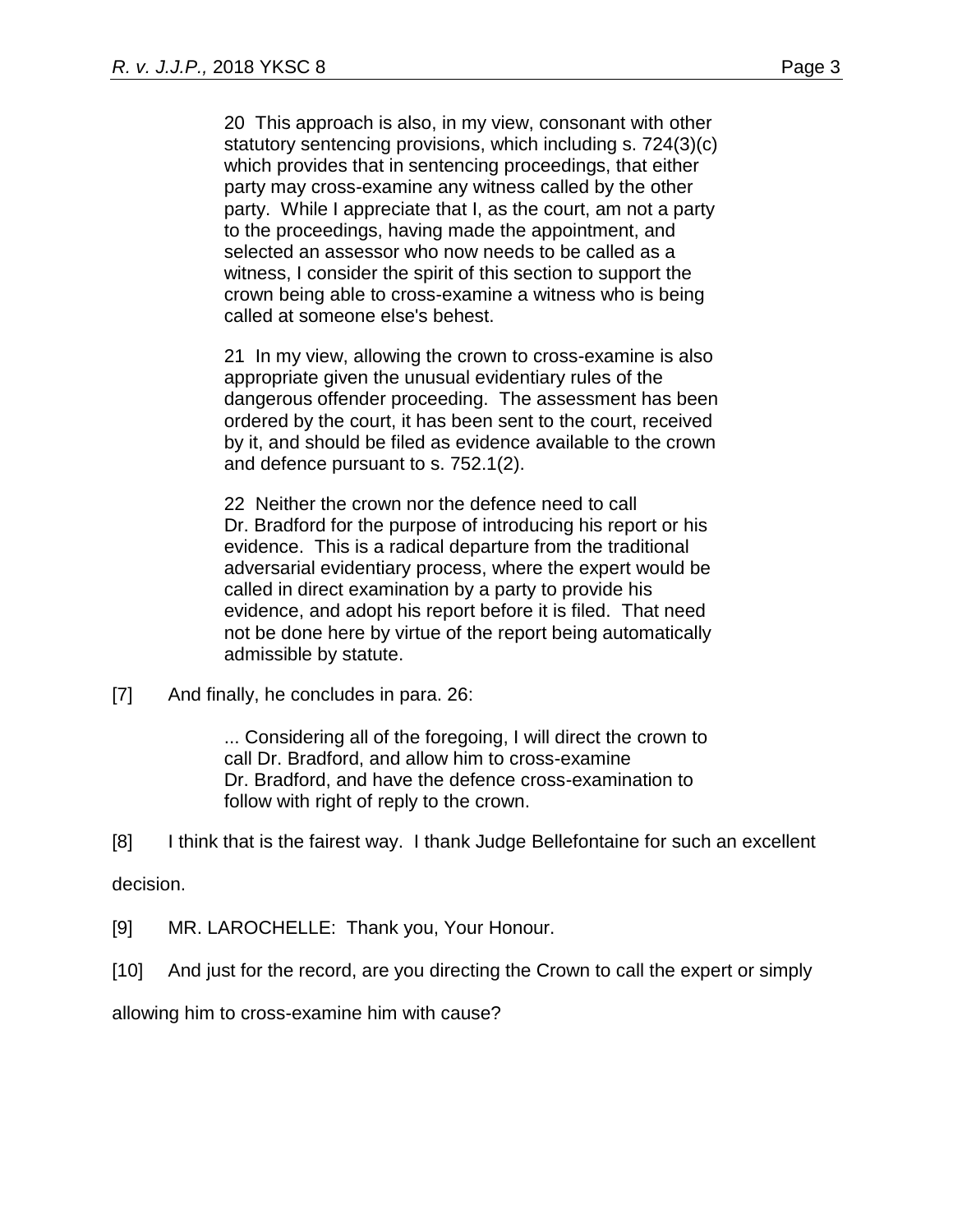> 20 This approach is also, in my view, consonant with other statutory sentencing provisions, which including s. 724(3)(c) which provides that in sentencing proceedings, that either party may cross-examine any witness called by the other party. While I appreciate that I, as the court, am not a party to the proceedings, having made the appointment, and selected an assessor who now needs to be called as a witness, I consider the spirit of this section to support the crown being able to cross-examine a witness who is being called at someone else's behest.
>
> 21 In my view, allowing the crown to cross-examine is also appropriate given the unusual evidentiary rules of the dangerous offender proceeding. The assessment has been ordered by the court, it has been sent to the court, received by it, and should be filed as evidence available to the crown and defence pursuant to s. 752.1(2).
>
> 22 Neither the crown nor the defence need to call Dr. Bradford for the purpose of introducing his report or his evidence. This is a radical departure from the traditional adversarial evidentiary process, where the expert would be called in direct examination by a party to provide his evidence, and adopt his report before it is filed. That need not be done here by virtue of the report being automatically admissible by statute.

[7] And finally, he concludes in para. 26:

> ... Considering all of the foregoing, I will direct the crown to call Dr. Bradford, and allow him to cross-examine Dr. Bradford, and have the defence cross-examination to follow with right of reply to the crown.

[8] I think that is the fairest way. I thank Judge Bellefontaine for such an excellent decision.

[9] MR. LAROCHELLE: Thank you, Your Honour.

[10] And just for the record, are you directing the Crown to call the expert or simply allowing him to cross-examine him with cause?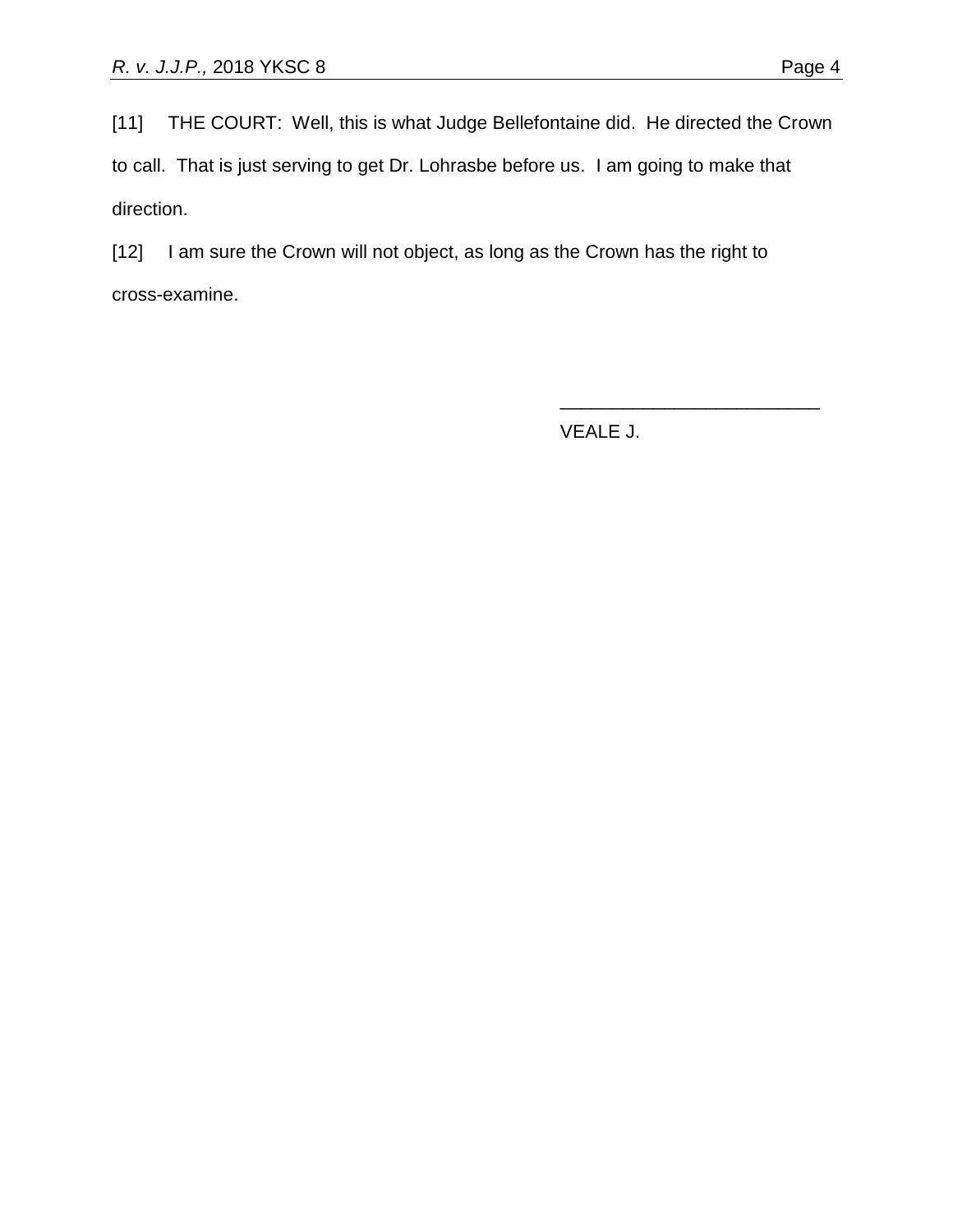[11] THE COURT: Well, this is what Judge Bellefontaine did. He directed the Crown to call. That is just serving to get Dr. Lohrasbe before us. I am going to make that direction.

[12] I am sure the Crown will not object, as long as the Crown has the right to cross-examine.

\_\_\_\_\_\_\_\_\_\_\_\_\_\_\_\_\_\_\_\_\_\_\_\_\_\_\_\_

VEALE J.